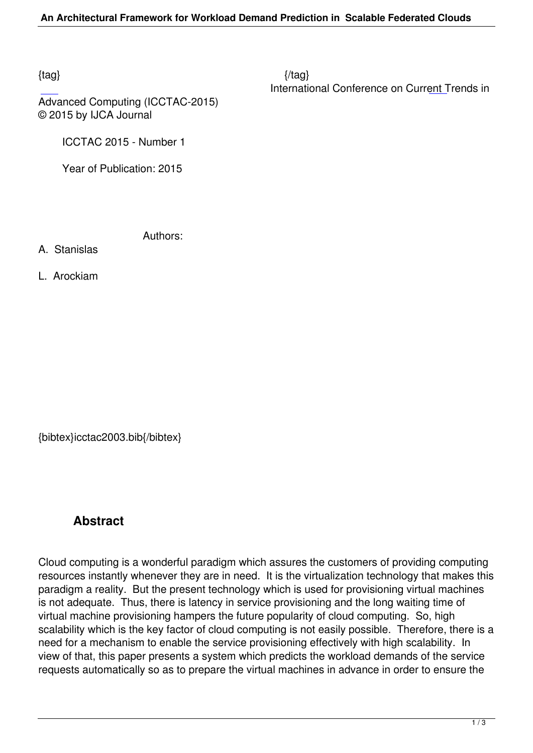{tag} {/tag}

International Conference on Current Trends in Advanced Computing (ICCTAC-2015)

© 2015 by IJCA Journal

ICCTAC 2015 - Number 1

Year of Publication: 2015

Authors:

A. Stanislas

L. Arockiam

{bibtex}icctac2003.bib{/bibtex}

## Abstract

Cloud computing is a wonderful paradigm which assures the customers of providing computing resources instantly whenever they are in need. It is the virtualization technology that makes this paradigm a reality. But the present technology which is used for provisioning virtual machines is not adequate. Thus, there is latency in service provisioning and the long waiting time of virtual machine provisioning hampers the future popularity of cloud computing. So, high scalability which is the key factor of cloud computing is not easily possible. Therefore, there is a need for a mechanism to enable the service provisioning effectively with high scalability. In view of that, this paper presents a system which predicts the workload demands of the service requests automatically so as to prepare the virtual machines in advance in order to ensure the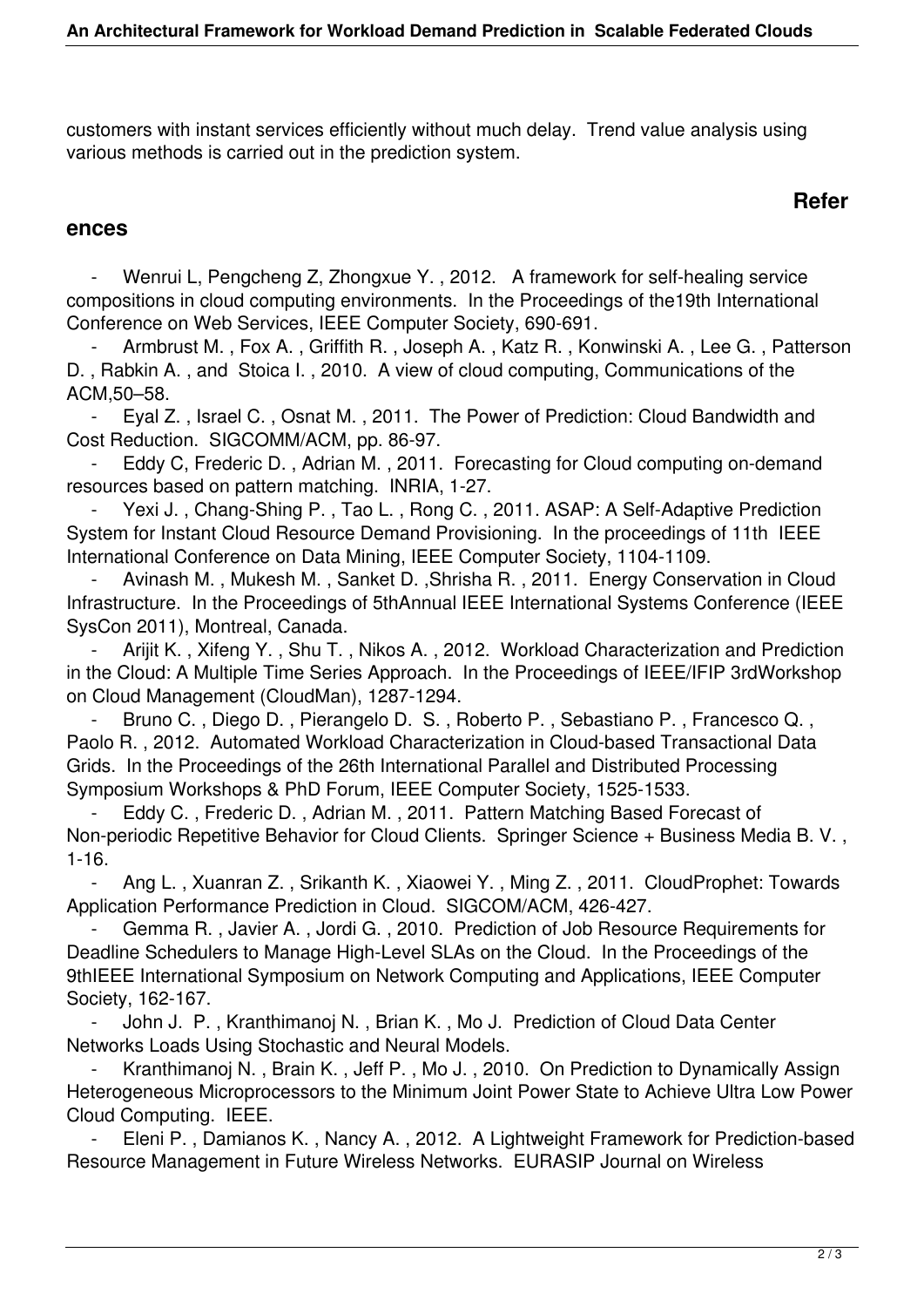customers with instant services efficiently without much delay. Trend value analysis using various methods is carried out in the prediction system.

## References

- Wenrui L, Pengcheng Z, Zhongxue Y. , 2012. A framework for self-healing service compositions in cloud computing environments. In the Proceedings of the19th International Conference on Web Services, IEEE Computer Society, 690-691.
- Armbrust M. , Fox A. , Griffith R. , Joseph A. , Katz R. , Konwinski A. , Lee G. , Patterson D. , Rabkin A. , and Stoica I. , 2010. A view of cloud computing, Communications of the ACM,50–58.
- Eyal Z. , Israel C. , Osnat M. , 2011. The Power of Prediction: Cloud Bandwidth and Cost Reduction. SIGCOMM/ACM, pp. 86-97.
- Eddy C, Frederic D. , Adrian M. , 2011. Forecasting for Cloud computing on-demand resources based on pattern matching. INRIA, 1-27.
- Yexi J. , Chang-Shing P. , Tao L. , Rong C. , 2011. ASAP: A Self-Adaptive Prediction System for Instant Cloud Resource Demand Provisioning. In the proceedings of 11th IEEE International Conference on Data Mining, IEEE Computer Society, 1104-1109.
- Avinash M. , Mukesh M. , Sanket D. ,Shrisha R. , 2011. Energy Conservation in Cloud Infrastructure. In the Proceedings of 5thAnnual IEEE International Systems Conference (IEEE SysCon 2011), Montreal, Canada.
- Arijit K. , Xifeng Y. , Shu T. , Nikos A. , 2012. Workload Characterization and Prediction in the Cloud: A Multiple Time Series Approach. In the Proceedings of IEEE/IFIP 3rdWorkshop on Cloud Management (CloudMan), 1287-1294.
- Bruno C. , Diego D. , Pierangelo D. S. , Roberto P. , Sebastiano P. , Francesco Q. , Paolo R. , 2012. Automated Workload Characterization in Cloud-based Transactional Data Grids. In the Proceedings of the 26th International Parallel and Distributed Processing Symposium Workshops & PhD Forum, IEEE Computer Society, 1525-1533.
- Eddy C. , Frederic D. , Adrian M. , 2011. Pattern Matching Based Forecast of Non-periodic Repetitive Behavior for Cloud Clients. Springer Science + Business Media B. V. , 1-16.
- Ang L. , Xuanran Z. , Srikanth K. , Xiaowei Y. , Ming Z. , 2011. CloudProphet: Towards Application Performance Prediction in Cloud. SIGCOM/ACM, 426-427.
- Gemma R. , Javier A. , Jordi G. , 2010. Prediction of Job Resource Requirements for Deadline Schedulers to Manage High-Level SLAs on the Cloud. In the Proceedings of the 9thIEEE International Symposium on Network Computing and Applications, IEEE Computer Society, 162-167.
- John J. P. , Kranthimanoj N. , Brian K. , Mo J. Prediction of Cloud Data Center Networks Loads Using Stochastic and Neural Models.
- Kranthimanoj N. , Brain K. , Jeff P. , Mo J. , 2010. On Prediction to Dynamically Assign Heterogeneous Microprocessors to the Minimum Joint Power State to Achieve Ultra Low Power Cloud Computing. IEEE.
- Eleni P. , Damianos K. , Nancy A. , 2012. A Lightweight Framework for Prediction-based Resource Management in Future Wireless Networks. EURASIP Journal on Wireless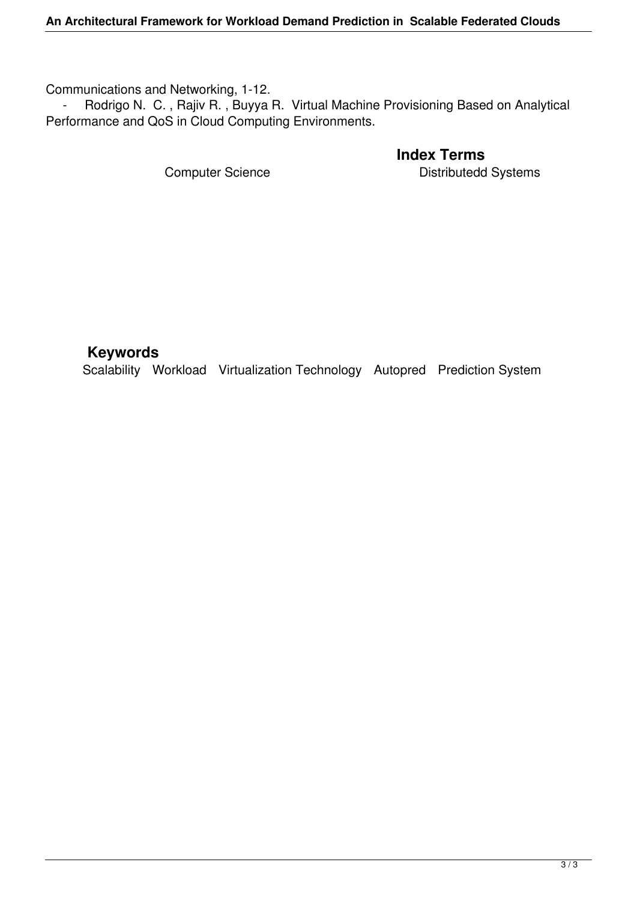Communications and Networking, 1-12.

- Rodrigo N. C. , Rajiv R. , Buyya R. Virtual Machine Provisioning Based on Analytical Performance and QoS in Cloud Computing Environments.

## Index Terms

Computer Science    Distributedd Systems

## Keywords

Scalability    Workload    Virtualization Technology    Autopred    Prediction System